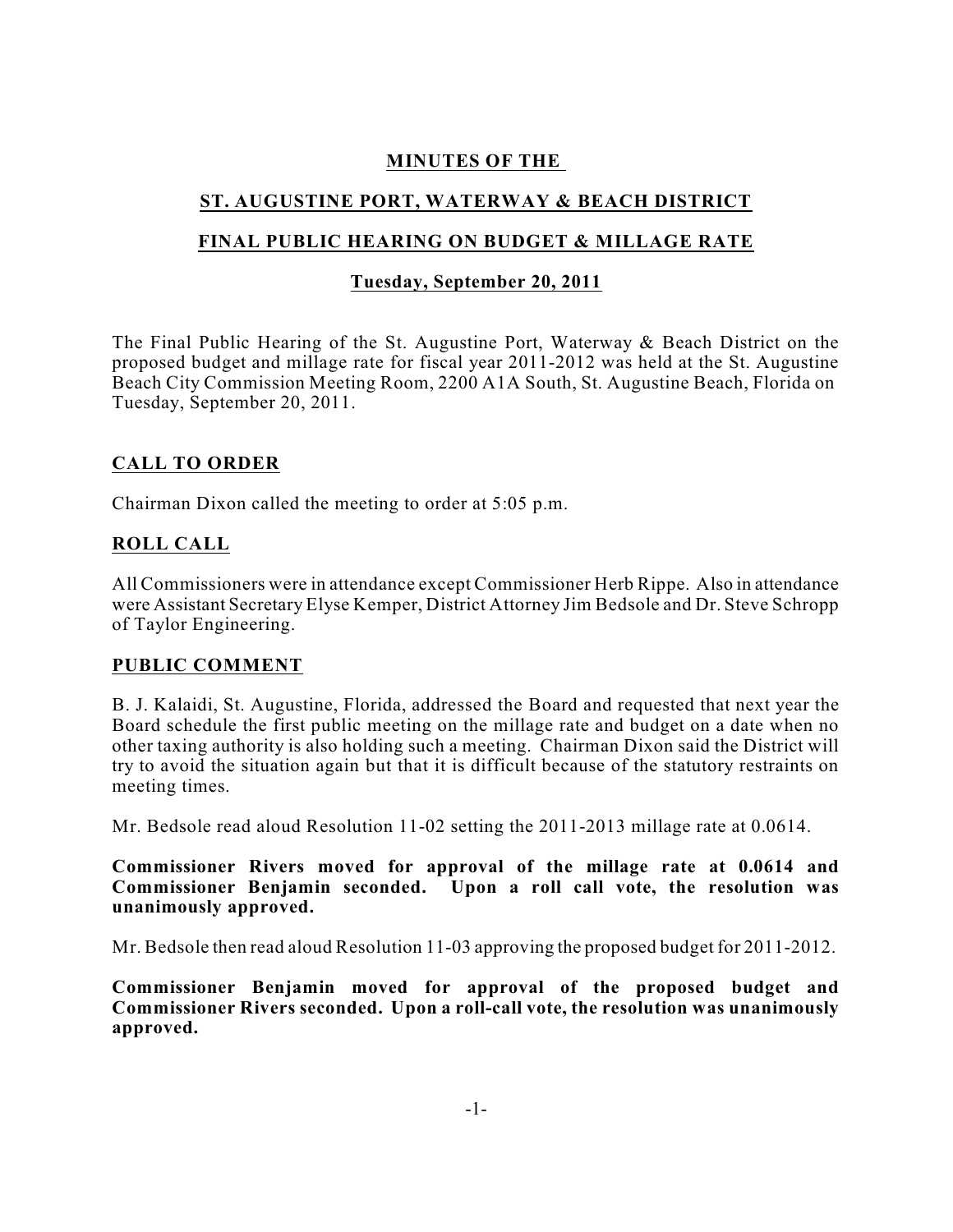# MINUTES OF THE

## ST. AUGUSTINE PORT, WATERWAY & BEACH DISTRICT

## FINAL PUBLIC HEARING ON BUDGET & MILLAGE RATE

### Tuesday, September 20, 2011

The Final Public Hearing of the St. Augustine Port, Waterway & Beach District on the proposed budget and millage rate for fiscal year 2011-2012 was held at the St. Augustine Beach City Commission Meeting Room, 2200 A1A South, St. Augustine Beach, Florida on Tuesday, September 20, 2011.

## CALL TO ORDER

Chairman Dixon called the meeting to order at 5:05 p.m.

## ROLL CALL

All Commissioners were in attendance except Commissioner Herb Rippe. Also in attendance were Assistant Secretary Elyse Kemper, District Attorney Jim Bedsole and Dr. Steve Schropp of Taylor Engineering.

## PUBLIC COMMENT

B. J. Kalaidi, St. Augustine, Florida, addressed the Board and requested that next year the Board schedule the first public meeting on the millage rate and budget on a date when no other taxing authority is also holding such a meeting. Chairman Dixon said the District will try to avoid the situation again but that it is difficult because of the statutory restraints on meeting times.

Mr. Bedsole read aloud Resolution 11-02 setting the 2011-2013 millage rate at 0.0614.

**Commissioner Rivers moved for approval of the millage rate at 0.0614 and Commissioner Benjamin seconded. Upon a roll call vote, the resolution was unanimously approved.**

Mr. Bedsole then read aloud Resolution 11-03 approving the proposed budget for 2011-2012.

**Commissioner Benjamin moved for approval of the proposed budget and Commissioner Rivers seconded. Upon a roll-call vote, the resolution was unanimously approved.**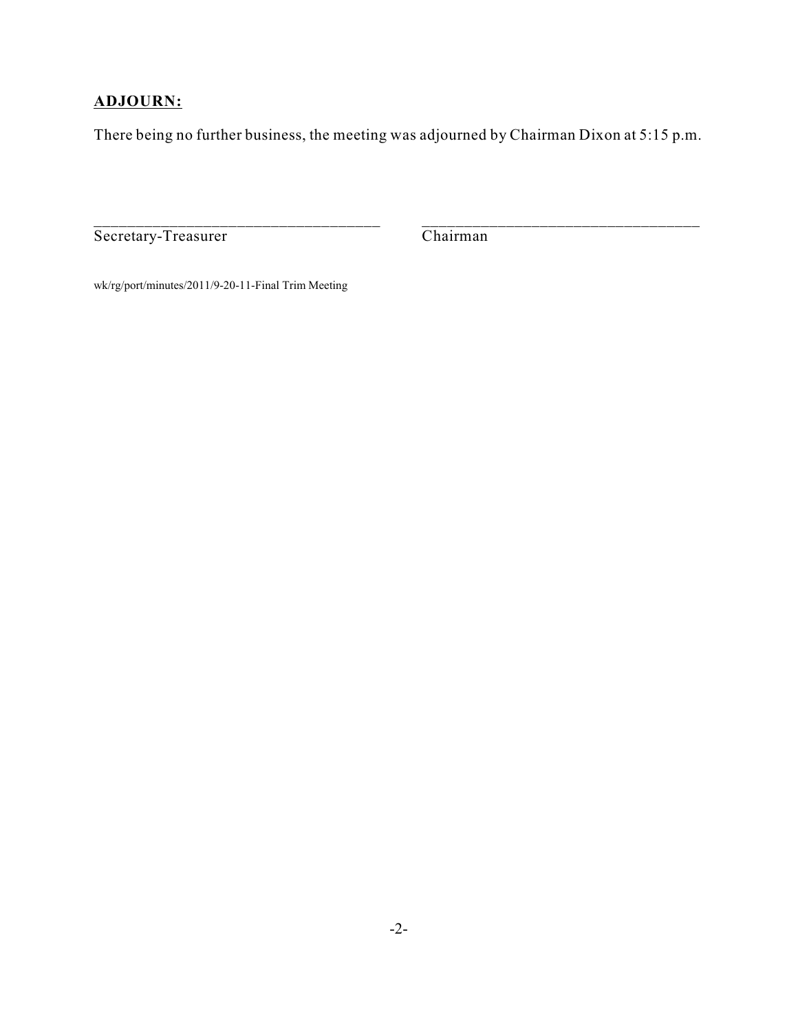**ADJOURN:**

There being no further business, the meeting was adjourned by Chairman Dixon at 5:15 p.m.

\_\_\_\_\_\_\_\_\_\_\_\_\_\_\_\_\_\_\_\_\_\_\_\_\_\_\_\_\_\_\_\_\_\_\_ \_\_\_\_\_\_\_\_\_\_\_\_\_\_\_\_\_\_\_\_\_\_\_\_\_\_\_\_\_\_\_\_\_\_\_

Secretary-Treasurer Chairman

wk/rg/port/minutes/2011/9-20-11-Final Trim Meeting